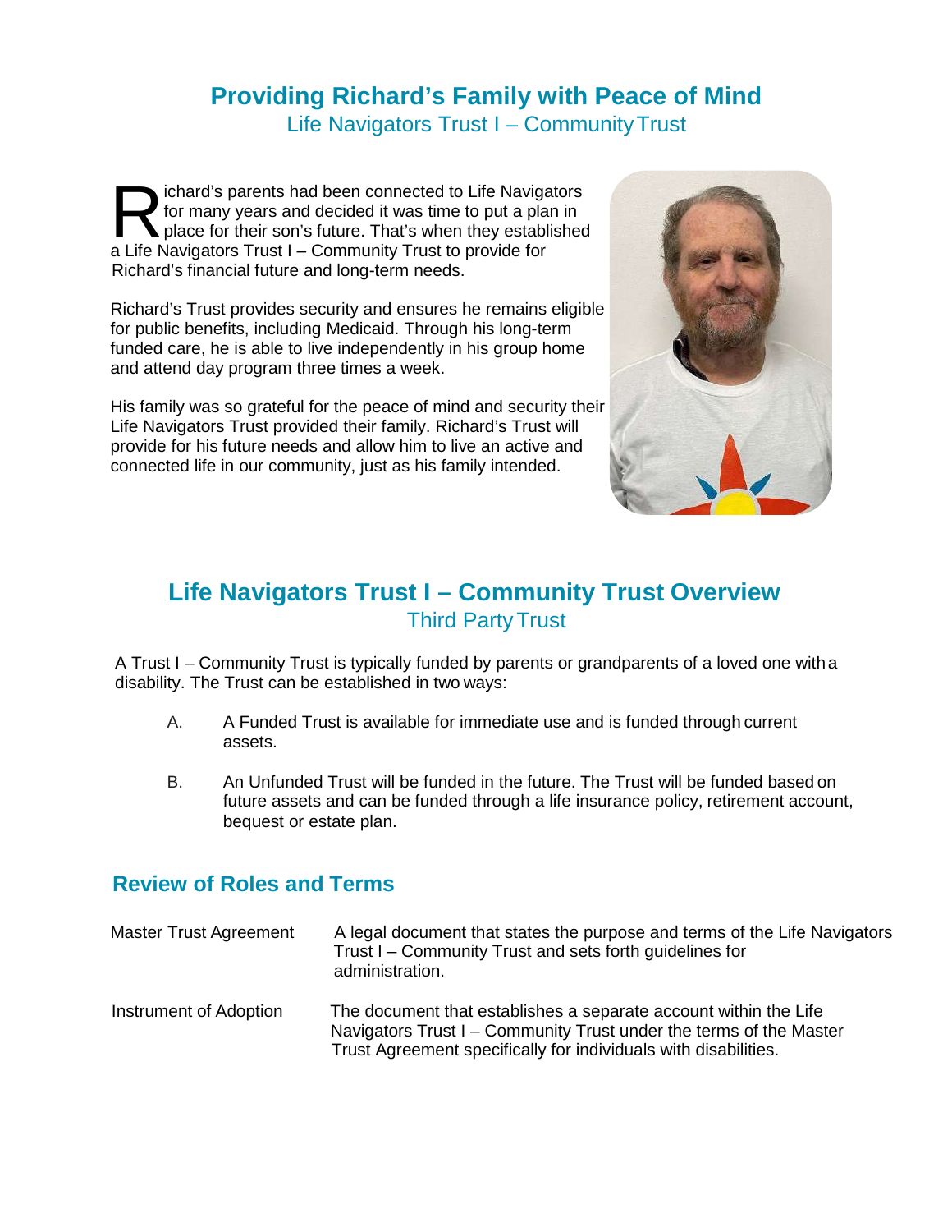# Providing Richard's Family with Peace of Mind

## Life Navigators Trust I – Community Trust

Richard's parents had been connected to Life Navigators for many years and decided it was time to put a plan in place for their son's future. That's when they established a Life Navigators Trust I – Community Trust to provide for Richard's financial future and long-term needs.

Richard's Trust provides security and ensures he remains eligible for public benefits, including Medicaid. Through his long-term funded care, he is able to live independently in his group home and attend day program three times a week.

His family was so grateful for the peace of mind and security their Life Navigators Trust provided their family. Richard's Trust will provide for his future needs and allow him to live an active and connected life in our community, just as his family intended.

# Life Navigators Trust I – Community Trust Overview

## Third Party Trust

A Trust I – Community Trust is typically funded by parents or grandparents of a loved one with a disability. The Trust can be established in two ways:

A. A Funded Trust is available for immediate use and is funded through current assets.

B. An Unfunded Trust will be funded in the future. The Trust will be funded based on future assets and can be funded through a life insurance policy, retirement account, bequest or estate plan.

## Review of Roles and Terms

| Term | Definition |
|---|---|
| Master Trust Agreement | A legal document that states the purpose and terms of the Life Navigators Trust I – Community Trust and sets forth guidelines for administration. |
| Instrument of Adoption | The document that establishes a separate account within the Life Navigators Trust I – Community Trust under the terms of the Master Trust Agreement specifically for individuals with disabilities. |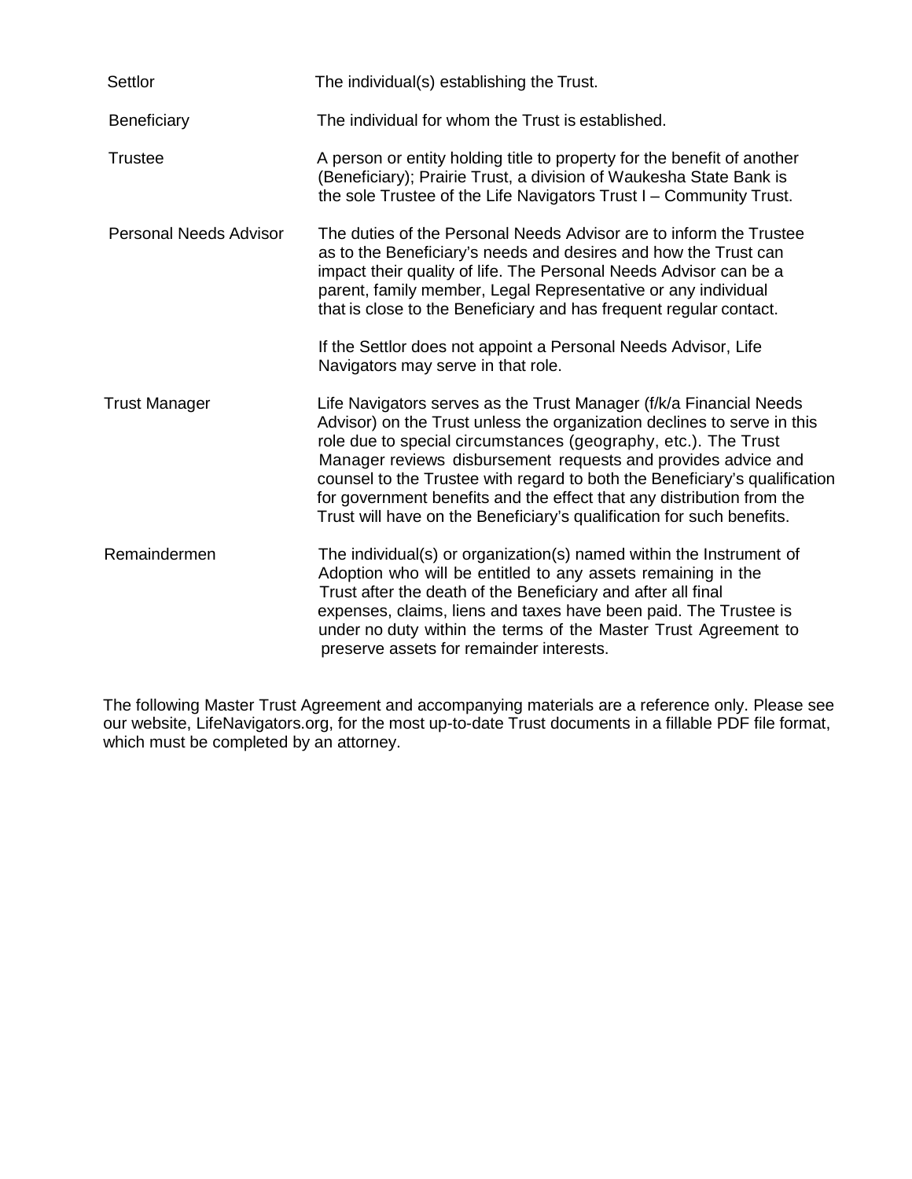| | |
|---|---|
| Settlor | The individual(s) establishing the Trust. |
| Beneficiary | The individual for whom the Trust is established. |
| Trustee | A person or entity holding title to property for the benefit of another (Beneficiary); Prairie Trust, a division of Waukesha State Bank is the sole Trustee of the Life Navigators Trust I – Community Trust. |
| Personal Needs Advisor | The duties of the Personal Needs Advisor are to inform the Trustee as to the Beneficiary's needs and desires and how the Trust can impact their quality of life. The Personal Needs Advisor can be a parent, family member, Legal Representative or any individual that is close to the Beneficiary and has frequent regular contact.<br><br>If the Settlor does not appoint a Personal Needs Advisor, Life Navigators may serve in that role. |
| Trust Manager | Life Navigators serves as the Trust Manager (f/k/a Financial Needs Advisor) on the Trust unless the organization declines to serve in this role due to special circumstances (geography, etc.). The Trust Manager reviews disbursement requests and provides advice and counsel to the Trustee with regard to both the Beneficiary's qualification for government benefits and the effect that any distribution from the Trust will have on the Beneficiary's qualification for such benefits. |
| Remaindermen | The individual(s) or organization(s) named within the Instrument of Adoption who will be entitled to any assets remaining in the Trust after the death of the Beneficiary and after all final expenses, claims, liens and taxes have been paid. The Trustee is under no duty within the terms of the Master Trust Agreement to preserve assets for remainder interests. |

The following Master Trust Agreement and accompanying materials are a reference only. Please see our website, LifeNavigators.org, for the most up-to-date Trust documents in a fillable PDF file format, which must be completed by an attorney.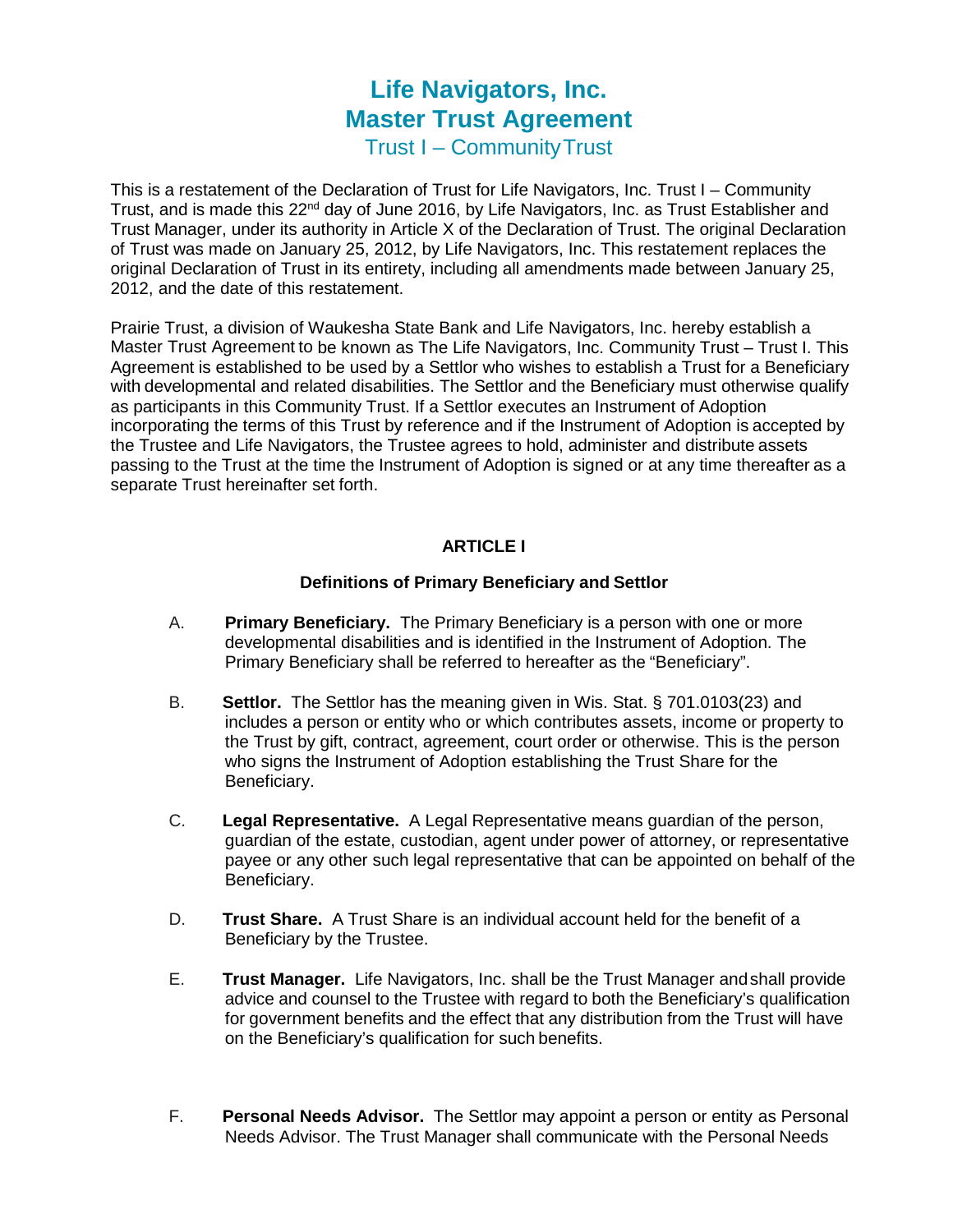# Life Navigators, Inc.
# Master Trust Agreement
## Trust I – Community Trust

This is a restatement of the Declaration of Trust for Life Navigators, Inc. Trust I – Community Trust, and is made this 22nd day of June 2016, by Life Navigators, Inc. as Trust Establisher and Trust Manager, under its authority in Article X of the Declaration of Trust. The original Declaration of Trust was made on January 25, 2012, by Life Navigators, Inc. This restatement replaces the original Declaration of Trust in its entirety, including all amendments made between January 25, 2012, and the date of this restatement.

Prairie Trust, a division of Waukesha State Bank and Life Navigators, Inc. hereby establish a Master Trust Agreement to be known as The Life Navigators, Inc. Community Trust – Trust I. This Agreement is established to be used by a Settlor who wishes to establish a Trust for a Beneficiary with developmental and related disabilities. The Settlor and the Beneficiary must otherwise qualify as participants in this Community Trust. If a Settlor executes an Instrument of Adoption incorporating the terms of this Trust by reference and if the Instrument of Adoption is accepted by the Trustee and Life Navigators, the Trustee agrees to hold, administer and distribute assets passing to the Trust at the time the Instrument of Adoption is signed or at any time thereafter as a separate Trust hereinafter set forth.

### ARTICLE I

**Definitions of Primary Beneficiary and Settlor**

A. **Primary Beneficiary.** The Primary Beneficiary is a person with one or more developmental disabilities and is identified in the Instrument of Adoption. The Primary Beneficiary shall be referred to hereafter as the "Beneficiary".

B. **Settlor.** The Settlor has the meaning given in Wis. Stat. § 701.0103(23) and includes a person or entity who or which contributes assets, income or property to the Trust by gift, contract, agreement, court order or otherwise. This is the person who signs the Instrument of Adoption establishing the Trust Share for the Beneficiary.

C. **Legal Representative.** A Legal Representative means guardian of the person, guardian of the estate, custodian, agent under power of attorney, or representative payee or any other such legal representative that can be appointed on behalf of the Beneficiary.

D. **Trust Share.** A Trust Share is an individual account held for the benefit of a Beneficiary by the Trustee.

E. **Trust Manager.** Life Navigators, Inc. shall be the Trust Manager and shall provide advice and counsel to the Trustee with regard to both the Beneficiary's qualification for government benefits and the effect that any distribution from the Trust will have on the Beneficiary's qualification for such benefits.

F. **Personal Needs Advisor.** The Settlor may appoint a person or entity as Personal Needs Advisor. The Trust Manager shall communicate with the Personal Needs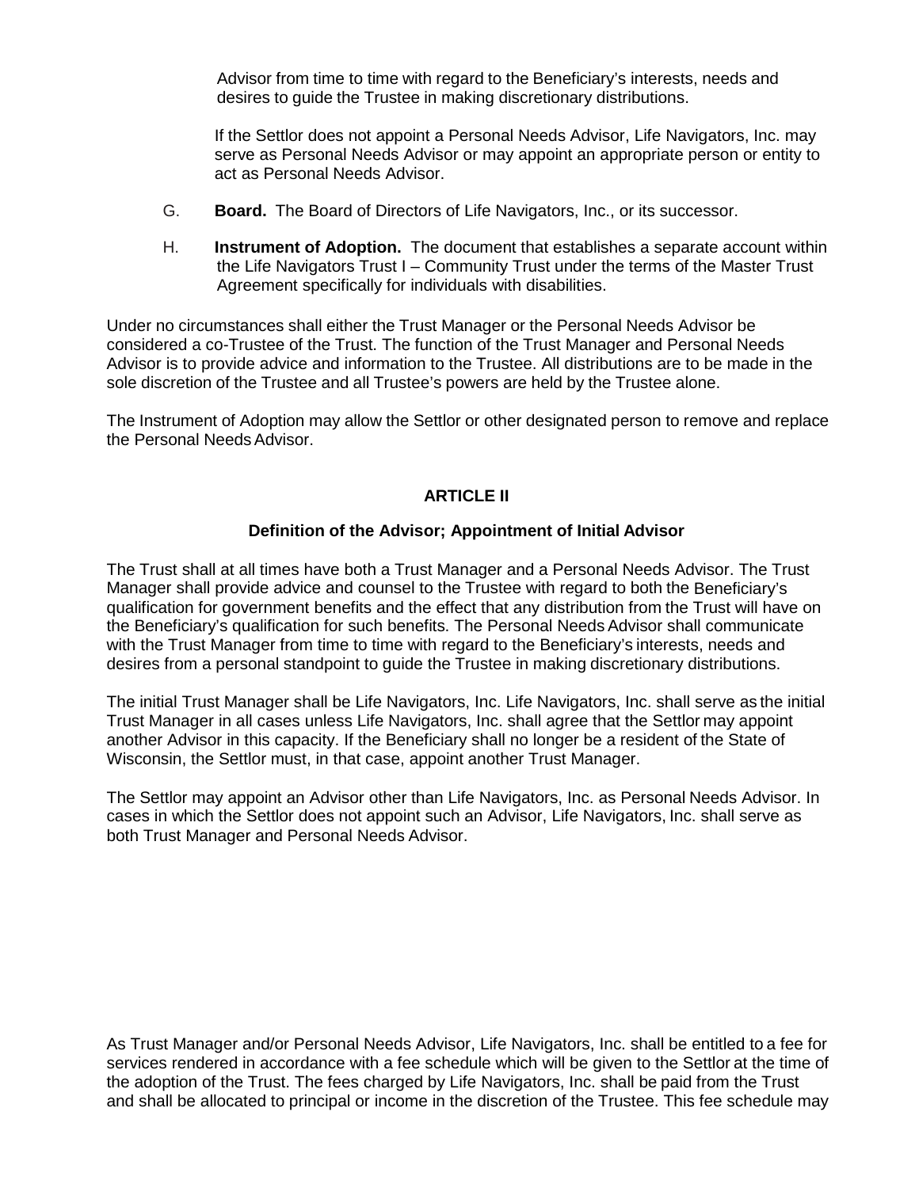Advisor from time to time with regard to the Beneficiary's interests, needs and desires to guide the Trustee in making discretionary distributions.

If the Settlor does not appoint a Personal Needs Advisor, Life Navigators, Inc. may serve as Personal Needs Advisor or may appoint an appropriate person or entity to act as Personal Needs Advisor.

G. **Board.** The Board of Directors of Life Navigators, Inc., or its successor.

H. **Instrument of Adoption.** The document that establishes a separate account within the Life Navigators Trust I – Community Trust under the terms of the Master Trust Agreement specifically for individuals with disabilities.

Under no circumstances shall either the Trust Manager or the Personal Needs Advisor be considered a co-Trustee of the Trust. The function of the Trust Manager and Personal Needs Advisor is to provide advice and information to the Trustee. All distributions are to be made in the sole discretion of the Trustee and all Trustee's powers are held by the Trustee alone.

The Instrument of Adoption may allow the Settlor or other designated person to remove and replace the Personal Needs Advisor.

## ARTICLE II

### Definition of the Advisor; Appointment of Initial Advisor

The Trust shall at all times have both a Trust Manager and a Personal Needs Advisor. The Trust Manager shall provide advice and counsel to the Trustee with regard to both the Beneficiary's qualification for government benefits and the effect that any distribution from the Trust will have on the Beneficiary's qualification for such benefits. The Personal Needs Advisor shall communicate with the Trust Manager from time to time with regard to the Beneficiary's interests, needs and desires from a personal standpoint to guide the Trustee in making discretionary distributions.

The initial Trust Manager shall be Life Navigators, Inc. Life Navigators, Inc. shall serve as the initial Trust Manager in all cases unless Life Navigators, Inc. shall agree that the Settlor may appoint another Advisor in this capacity. If the Beneficiary shall no longer be a resident of the State of Wisconsin, the Settlor must, in that case, appoint another Trust Manager.

The Settlor may appoint an Advisor other than Life Navigators, Inc. as Personal Needs Advisor. In cases in which the Settlor does not appoint such an Advisor, Life Navigators, Inc. shall serve as both Trust Manager and Personal Needs Advisor.

As Trust Manager and/or Personal Needs Advisor, Life Navigators, Inc. shall be entitled to a fee for services rendered in accordance with a fee schedule which will be given to the Settlor at the time of the adoption of the Trust. The fees charged by Life Navigators, Inc. shall be paid from the Trust and shall be allocated to principal or income in the discretion of the Trustee. This fee schedule may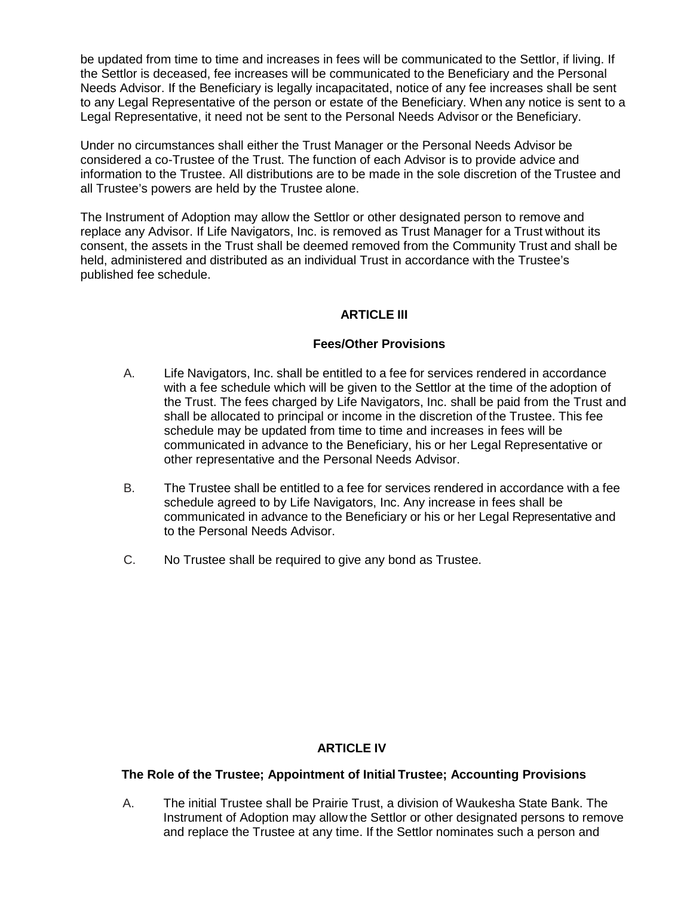be updated from time to time and increases in fees will be communicated to the Settlor, if living. If the Settlor is deceased, fee increases will be communicated to the Beneficiary and the Personal Needs Advisor. If the Beneficiary is legally incapacitated, notice of any fee increases shall be sent to any Legal Representative of the person or estate of the Beneficiary. When any notice is sent to a Legal Representative, it need not be sent to the Personal Needs Advisor or the Beneficiary.

Under no circumstances shall either the Trust Manager or the Personal Needs Advisor be considered a co-Trustee of the Trust. The function of each Advisor is to provide advice and information to the Trustee. All distributions are to be made in the sole discretion of the Trustee and all Trustee's powers are held by the Trustee alone.

The Instrument of Adoption may allow the Settlor or other designated person to remove and replace any Advisor. If Life Navigators, Inc. is removed as Trust Manager for a Trust without its consent, the assets in the Trust shall be deemed removed from the Community Trust and shall be held, administered and distributed as an individual Trust in accordance with the Trustee's published fee schedule.

## ARTICLE III

### Fees/Other Provisions

A. Life Navigators, Inc. shall be entitled to a fee for services rendered in accordance with a fee schedule which will be given to the Settlor at the time of the adoption of the Trust. The fees charged by Life Navigators, Inc. shall be paid from the Trust and shall be allocated to principal or income in the discretion of the Trustee. This fee schedule may be updated from time to time and increases in fees will be communicated in advance to the Beneficiary, his or her Legal Representative or other representative and the Personal Needs Advisor.

B. The Trustee shall be entitled to a fee for services rendered in accordance with a fee schedule agreed to by Life Navigators, Inc. Any increase in fees shall be communicated in advance to the Beneficiary or his or her Legal Representative and to the Personal Needs Advisor.

C. No Trustee shall be required to give any bond as Trustee.

## ARTICLE IV

### The Role of the Trustee; Appointment of Initial Trustee; Accounting Provisions

A. The initial Trustee shall be Prairie Trust, a division of Waukesha State Bank. The Instrument of Adoption may allow the Settlor or other designated persons to remove and replace the Trustee at any time. If the Settlor nominates such a person and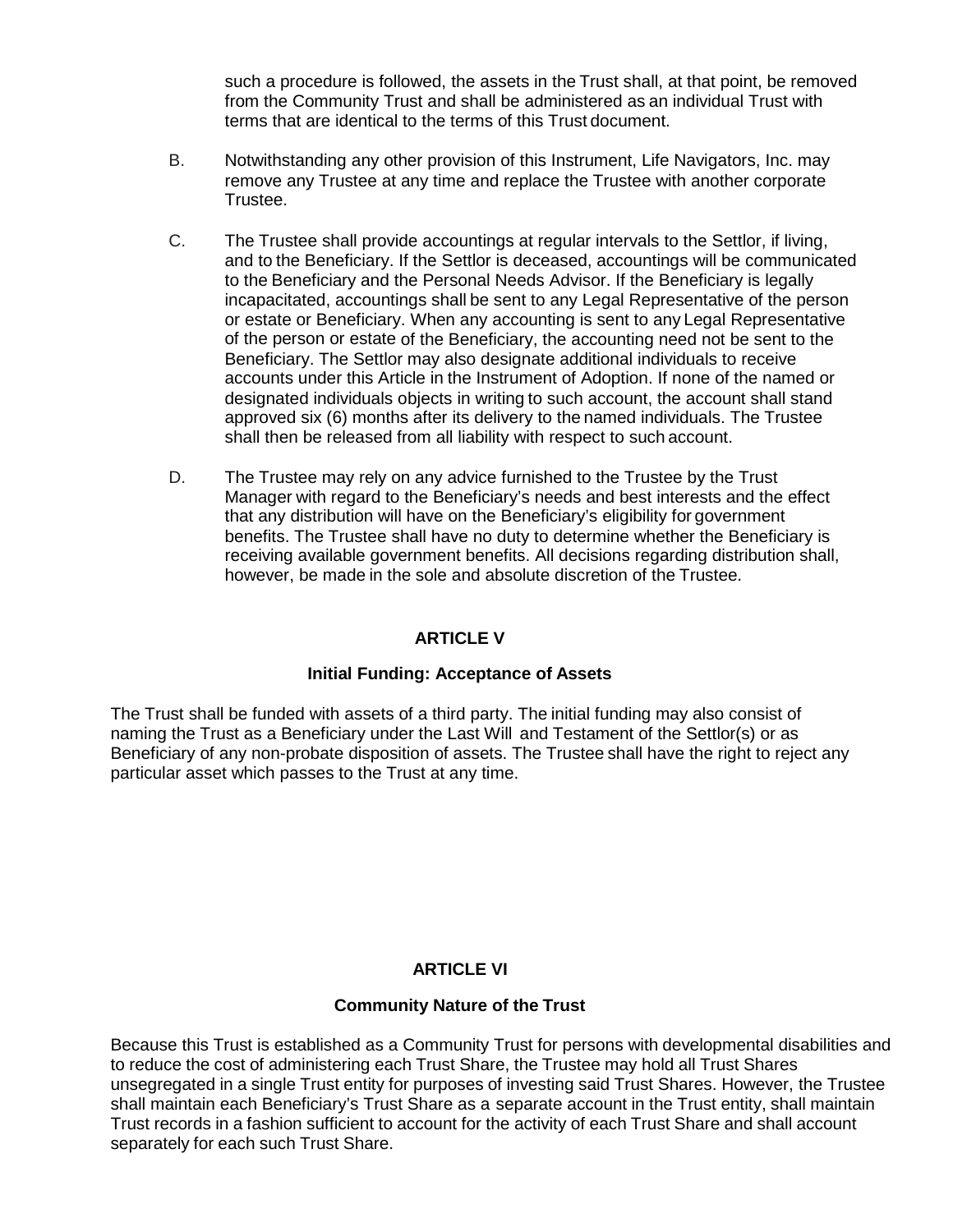such a procedure is followed, the assets in the Trust shall, at that point, be removed from the Community Trust and shall be administered as an individual Trust with terms that are identical to the terms of this Trust document.

B. Notwithstanding any other provision of this Instrument, Life Navigators, Inc. may remove any Trustee at any time and replace the Trustee with another corporate Trustee.

C. The Trustee shall provide accountings at regular intervals to the Settlor, if living, and to the Beneficiary. If the Settlor is deceased, accountings will be communicated to the Beneficiary and the Personal Needs Advisor. If the Beneficiary is legally incapacitated, accountings shall be sent to any Legal Representative of the person or estate or Beneficiary. When any accounting is sent to any Legal Representative of the person or estate of the Beneficiary, the accounting need not be sent to the Beneficiary. The Settlor may also designate additional individuals to receive accounts under this Article in the Instrument of Adoption. If none of the named or designated individuals objects in writing to such account, the account shall stand approved six (6) months after its delivery to the named individuals. The Trustee shall then be released from all liability with respect to such account.

D. The Trustee may rely on any advice furnished to the Trustee by the Trust Manager with regard to the Beneficiary's needs and best interests and the effect that any distribution will have on the Beneficiary's eligibility for government benefits. The Trustee shall have no duty to determine whether the Beneficiary is receiving available government benefits. All decisions regarding distribution shall, however, be made in the sole and absolute discretion of the Trustee.

## ARTICLE V

### Initial Funding: Acceptance of Assets

The Trust shall be funded with assets of a third party. The initial funding may also consist of naming the Trust as a Beneficiary under the Last Will and Testament of the Settlor(s) or as Beneficiary of any non-probate disposition of assets. The Trustee shall have the right to reject any particular asset which passes to the Trust at any time.

## ARTICLE VI

### Community Nature of the Trust

Because this Trust is established as a Community Trust for persons with developmental disabilities and to reduce the cost of administering each Trust Share, the Trustee may hold all Trust Shares unsegregated in a single Trust entity for purposes of investing said Trust Shares. However, the Trustee shall maintain each Beneficiary's Trust Share as a separate account in the Trust entity, shall maintain Trust records in a fashion sufficient to account for the activity of each Trust Share and shall account separately for each such Trust Share.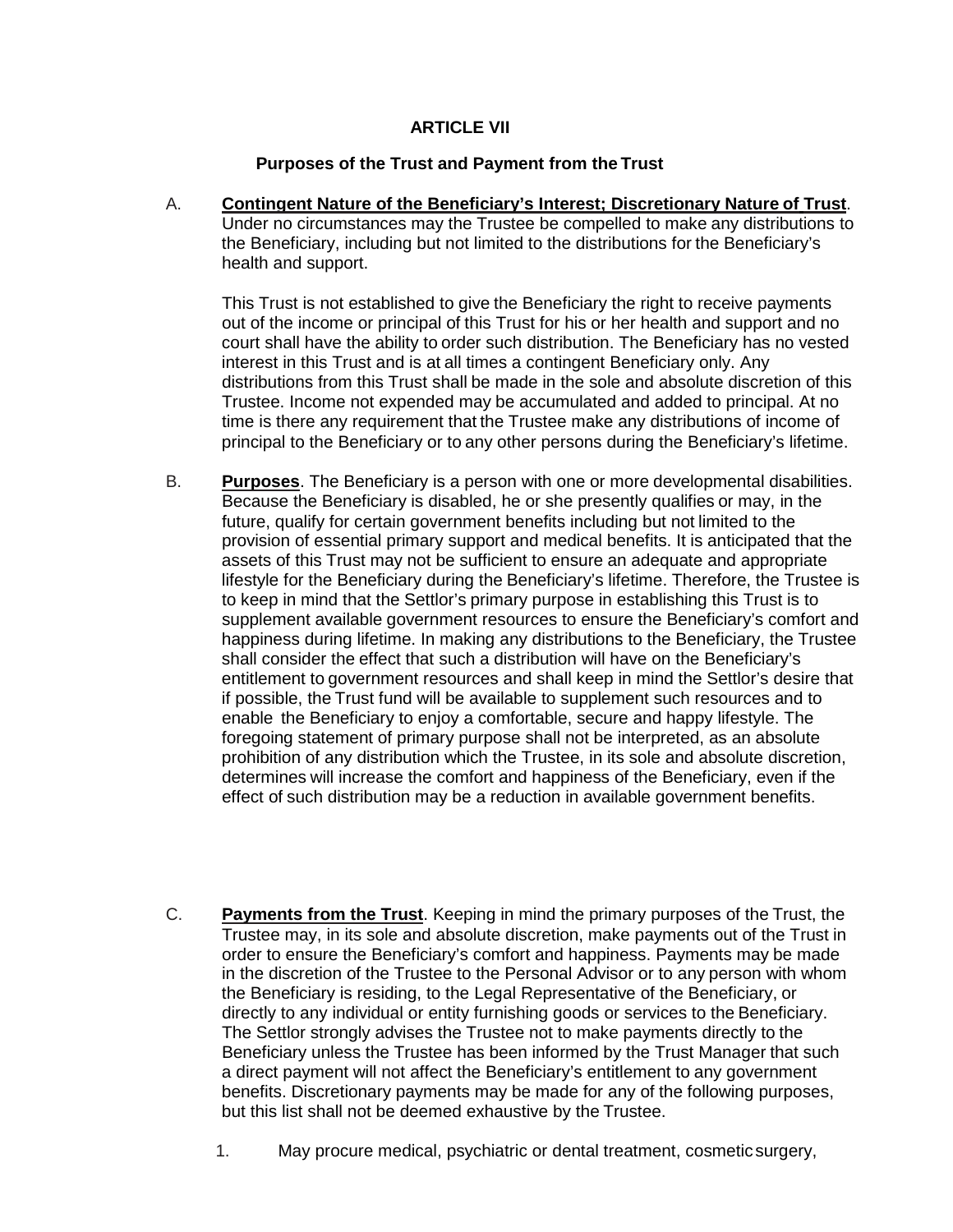## ARTICLE VII

### Purposes of the Trust and Payment from the Trust

A. **<u>Contingent Nature of the Beneficiary's Interest; Discretionary Nature of Trust</u>**. Under no circumstances may the Trustee be compelled to make any distributions to the Beneficiary, including but not limited to the distributions for the Beneficiary's health and support.

This Trust is not established to give the Beneficiary the right to receive payments out of the income or principal of this Trust for his or her health and support and no court shall have the ability to order such distribution. The Beneficiary has no vested interest in this Trust and is at all times a contingent Beneficiary only. Any distributions from this Trust shall be made in the sole and absolute discretion of this Trustee. Income not expended may be accumulated and added to principal. At no time is there any requirement that the Trustee make any distributions of income of principal to the Beneficiary or to any other persons during the Beneficiary's lifetime.

B. **<u>Purposes</u>**. The Beneficiary is a person with one or more developmental disabilities. Because the Beneficiary is disabled, he or she presently qualifies or may, in the future, qualify for certain government benefits including but not limited to the provision of essential primary support and medical benefits. It is anticipated that the assets of this Trust may not be sufficient to ensure an adequate and appropriate lifestyle for the Beneficiary during the Beneficiary's lifetime. Therefore, the Trustee is to keep in mind that the Settlor's primary purpose in establishing this Trust is to supplement available government resources to ensure the Beneficiary's comfort and happiness during lifetime. In making any distributions to the Beneficiary, the Trustee shall consider the effect that such a distribution will have on the Beneficiary's entitlement to government resources and shall keep in mind the Settlor's desire that if possible, the Trust fund will be available to supplement such resources and to enable the Beneficiary to enjoy a comfortable, secure and happy lifestyle. The foregoing statement of primary purpose shall not be interpreted, as an absolute prohibition of any distribution which the Trustee, in its sole and absolute discretion, determines will increase the comfort and happiness of the Beneficiary, even if the effect of such distribution may be a reduction in available government benefits.

C. **<u>Payments from the Trust</u>**. Keeping in mind the primary purposes of the Trust, the Trustee may, in its sole and absolute discretion, make payments out of the Trust in order to ensure the Beneficiary's comfort and happiness. Payments may be made in the discretion of the Trustee to the Personal Advisor or to any person with whom the Beneficiary is residing, to the Legal Representative of the Beneficiary, or directly to any individual or entity furnishing goods or services to the Beneficiary. The Settlor strongly advises the Trustee not to make payments directly to the Beneficiary unless the Trustee has been informed by the Trust Manager that such a direct payment will not affect the Beneficiary's entitlement to any government benefits. Discretionary payments may be made for any of the following purposes, but this list shall not be deemed exhaustive by the Trustee.

1. May procure medical, psychiatric or dental treatment, cosmetic surgery,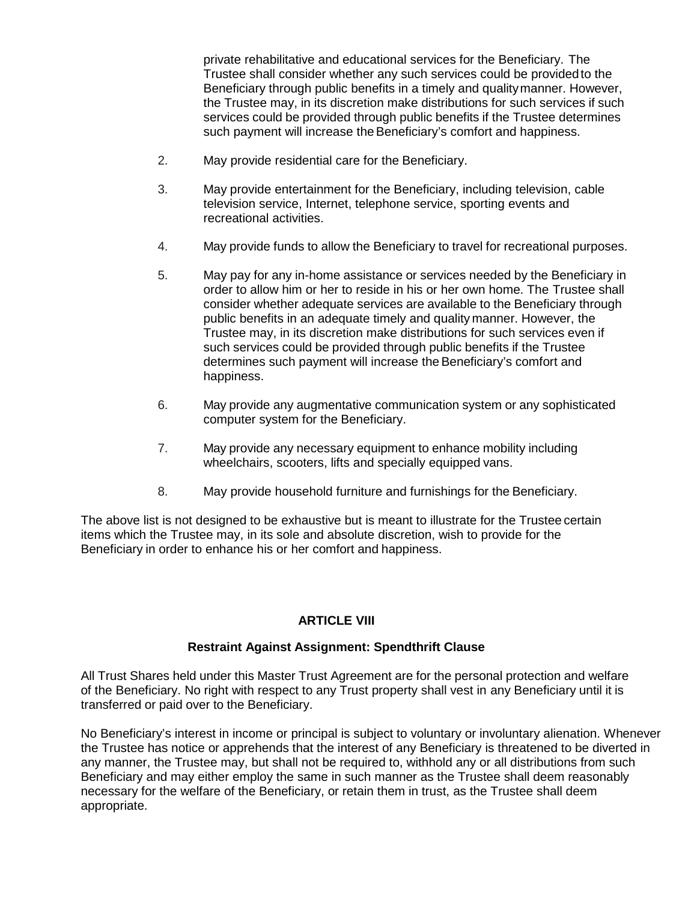private rehabilitative and educational services for the Beneficiary. The Trustee shall consider whether any such services could be provided to the Beneficiary through public benefits in a timely and quality manner. However, the Trustee may, in its discretion make distributions for such services if such services could be provided through public benefits if the Trustee determines such payment will increase the Beneficiary's comfort and happiness.

2. May provide residential care for the Beneficiary.

3. May provide entertainment for the Beneficiary, including television, cable television service, Internet, telephone service, sporting events and recreational activities.

4. May provide funds to allow the Beneficiary to travel for recreational purposes.

5. May pay for any in-home assistance or services needed by the Beneficiary in order to allow him or her to reside in his or her own home. The Trustee shall consider whether adequate services are available to the Beneficiary through public benefits in an adequate timely and quality manner. However, the Trustee may, in its discretion make distributions for such services even if such services could be provided through public benefits if the Trustee determines such payment will increase the Beneficiary's comfort and happiness.

6. May provide any augmentative communication system or any sophisticated computer system for the Beneficiary.

7. May provide any necessary equipment to enhance mobility including wheelchairs, scooters, lifts and specially equipped vans.

8. May provide household furniture and furnishings for the Beneficiary.

The above list is not designed to be exhaustive but is meant to illustrate for the Trustee certain items which the Trustee may, in its sole and absolute discretion, wish to provide for the Beneficiary in order to enhance his or her comfort and happiness.

## ARTICLE VIII

### Restraint Against Assignment: Spendthrift Clause

All Trust Shares held under this Master Trust Agreement are for the personal protection and welfare of the Beneficiary. No right with respect to any Trust property shall vest in any Beneficiary until it is transferred or paid over to the Beneficiary.

No Beneficiary's interest in income or principal is subject to voluntary or involuntary alienation. Whenever the Trustee has notice or apprehends that the interest of any Beneficiary is threatened to be diverted in any manner, the Trustee may, but shall not be required to, withhold any or all distributions from such Beneficiary and may either employ the same in such manner as the Trustee shall deem reasonably necessary for the welfare of the Beneficiary, or retain them in trust, as the Trustee shall deem appropriate.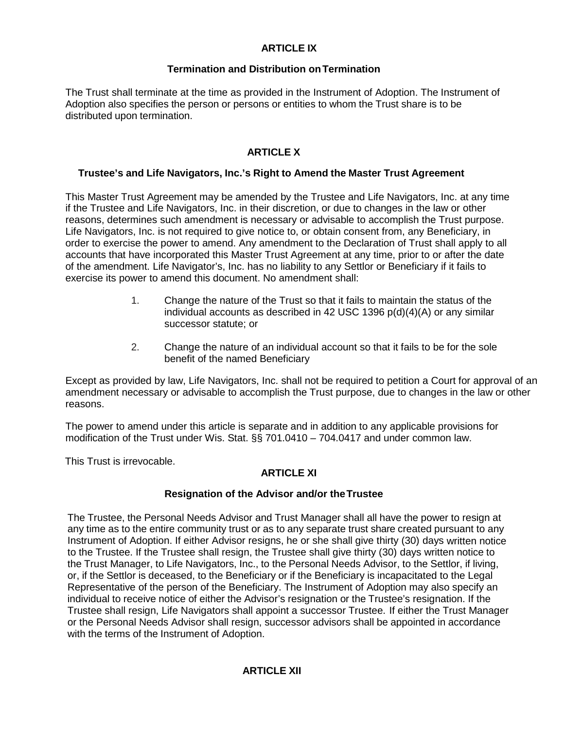## ARTICLE IX

### Termination and Distribution on Termination

The Trust shall terminate at the time as provided in the Instrument of Adoption. The Instrument of Adoption also specifies the person or persons or entities to whom the Trust share is to be distributed upon termination.

## ARTICLE X

### Trustee's and Life Navigators, Inc.'s Right to Amend the Master Trust Agreement

This Master Trust Agreement may be amended by the Trustee and Life Navigators, Inc. at any time if the Trustee and Life Navigators, Inc. in their discretion, or due to changes in the law or other reasons, determines such amendment is necessary or advisable to accomplish the Trust purpose. Life Navigators, Inc. is not required to give notice to, or obtain consent from, any Beneficiary, in order to exercise the power to amend. Any amendment to the Declaration of Trust shall apply to all accounts that have incorporated this Master Trust Agreement at any time, prior to or after the date of the amendment. Life Navigator's, Inc. has no liability to any Settlor or Beneficiary if it fails to exercise its power to amend this document. No amendment shall:

1. Change the nature of the Trust so that it fails to maintain the status of the individual accounts as described in 42 USC 1396 p(d)(4)(A) or any similar successor statute; or

2. Change the nature of an individual account so that it fails to be for the sole benefit of the named Beneficiary

Except as provided by law, Life Navigators, Inc. shall not be required to petition a Court for approval of an amendment necessary or advisable to accomplish the Trust purpose, due to changes in the law or other reasons.

The power to amend under this article is separate and in addition to any applicable provisions for modification of the Trust under Wis. Stat. §§ 701.0410 – 704.0417 and under common law.

This Trust is irrevocable.

## ARTICLE XI

### Resignation of the Advisor and/or the Trustee

The Trustee, the Personal Needs Advisor and Trust Manager shall all have the power to resign at any time as to the entire community trust or as to any separate trust share created pursuant to any Instrument of Adoption. If either Advisor resigns, he or she shall give thirty (30) days written notice to the Trustee. If the Trustee shall resign, the Trustee shall give thirty (30) days written notice to the Trust Manager, to Life Navigators, Inc., to the Personal Needs Advisor, to the Settlor, if living, or, if the Settlor is deceased, to the Beneficiary or if the Beneficiary is incapacitated to the Legal Representative of the person of the Beneficiary. The Instrument of Adoption may also specify an individual to receive notice of either the Advisor's resignation or the Trustee's resignation. If the Trustee shall resign, Life Navigators shall appoint a successor Trustee. If either the Trust Manager or the Personal Needs Advisor shall resign, successor advisors shall be appointed in accordance with the terms of the Instrument of Adoption.

## ARTICLE XII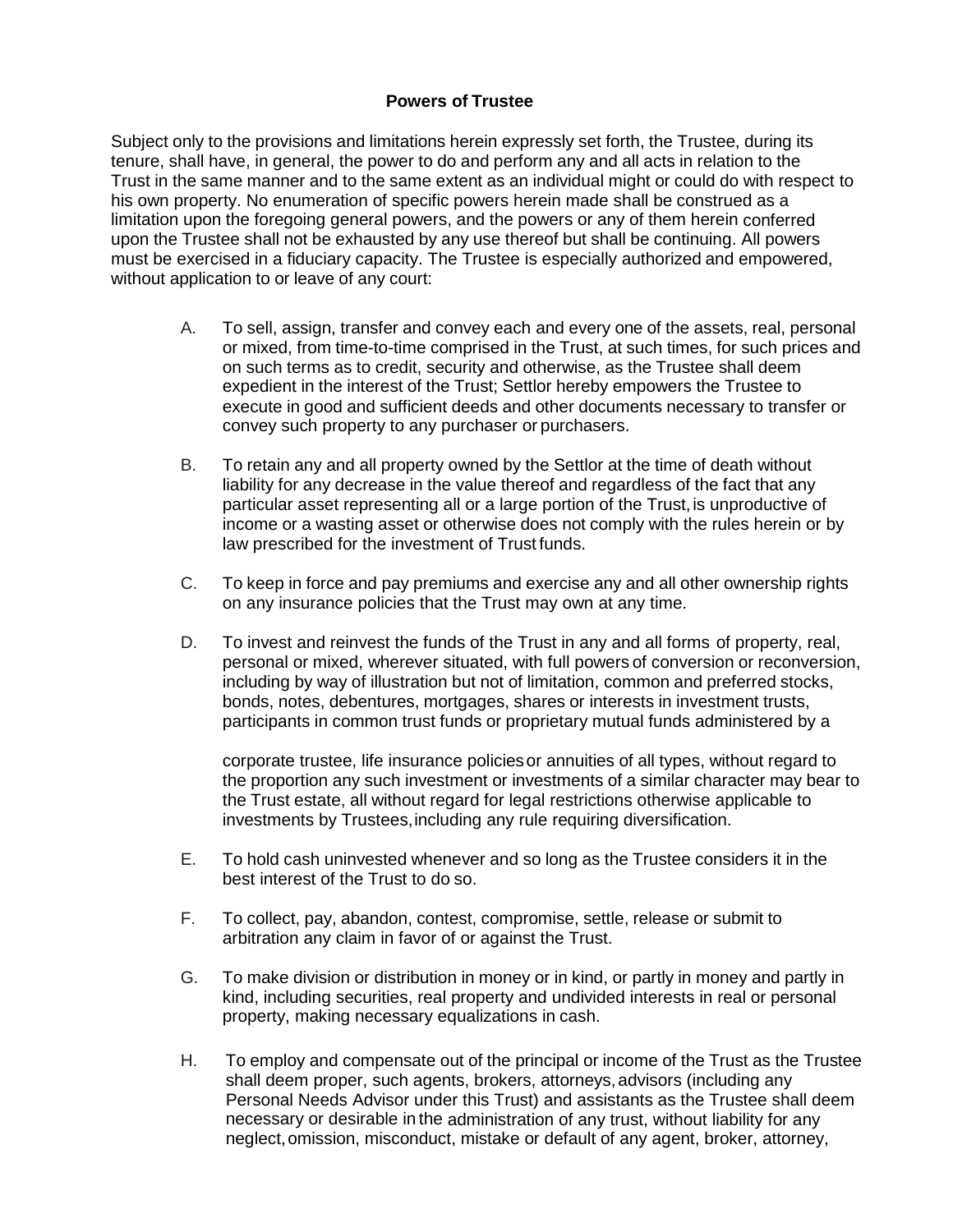### Powers of Trustee

Subject only to the provisions and limitations herein expressly set forth, the Trustee, during its tenure, shall have, in general, the power to do and perform any and all acts in relation to the Trust in the same manner and to the same extent as an individual might or could do with respect to his own property. No enumeration of specific powers herein made shall be construed as a limitation upon the foregoing general powers, and the powers or any of them herein conferred upon the Trustee shall not be exhausted by any use thereof but shall be continuing. All powers must be exercised in a fiduciary capacity. The Trustee is especially authorized and empowered, without application to or leave of any court:

A. To sell, assign, transfer and convey each and every one of the assets, real, personal or mixed, from time-to-time comprised in the Trust, at such times, for such prices and on such terms as to credit, security and otherwise, as the Trustee shall deem expedient in the interest of the Trust; Settlor hereby empowers the Trustee to execute in good and sufficient deeds and other documents necessary to transfer or convey such property to any purchaser or purchasers.

B. To retain any and all property owned by the Settlor at the time of death without liability for any decrease in the value thereof and regardless of the fact that any particular asset representing all or a large portion of the Trust, is unproductive of income or a wasting asset or otherwise does not comply with the rules herein or by law prescribed for the investment of Trust funds.

C. To keep in force and pay premiums and exercise any and all other ownership rights on any insurance policies that the Trust may own at any time.

D. To invest and reinvest the funds of the Trust in any and all forms of property, real, personal or mixed, wherever situated, with full powers of conversion or reconversion, including by way of illustration but not of limitation, common and preferred stocks, bonds, notes, debentures, mortgages, shares or interests in investment trusts, participants in common trust funds or proprietary mutual funds administered by a corporate trustee, life insurance policies or annuities of all types, without regard to the proportion any such investment or investments of a similar character may bear to the Trust estate, all without regard for legal restrictions otherwise applicable to investments by Trustees, including any rule requiring diversification.

E. To hold cash uninvested whenever and so long as the Trustee considers it in the best interest of the Trust to do so.

F. To collect, pay, abandon, contest, compromise, settle, release or submit to arbitration any claim in favor of or against the Trust.

G. To make division or distribution in money or in kind, or partly in money and partly in kind, including securities, real property and undivided interests in real or personal property, making necessary equalizations in cash.

H. To employ and compensate out of the principal or income of the Trust as the Trustee shall deem proper, such agents, brokers, attorneys, advisors (including any Personal Needs Advisor under this Trust) and assistants as the Trustee shall deem necessary or desirable in the administration of any trust, without liability for any neglect, omission, misconduct, mistake or default of any agent, broker, attorney,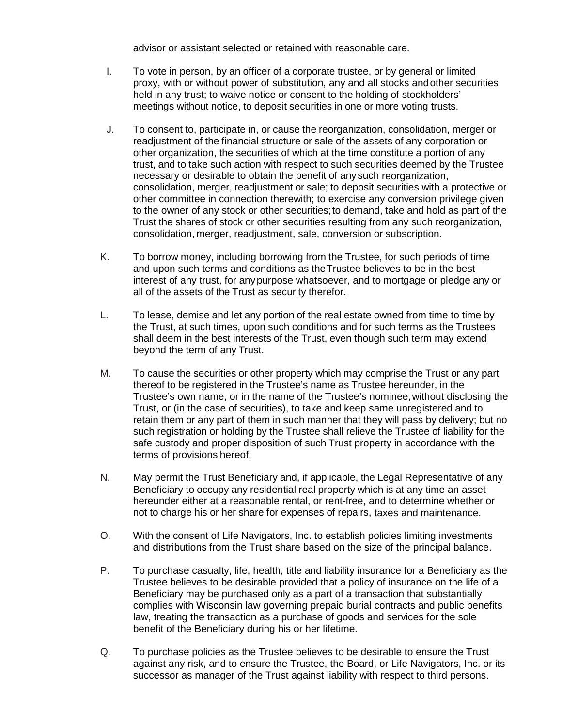advisor or assistant selected or retained with reasonable care.

I. To vote in person, by an officer of a corporate trustee, or by general or limited proxy, with or without power of substitution, any and all stocks and other securities held in any trust; to waive notice or consent to the holding of stockholders' meetings without notice, to deposit securities in one or more voting trusts.

J. To consent to, participate in, or cause the reorganization, consolidation, merger or readjustment of the financial structure or sale of the assets of any corporation or other organization, the securities of which at the time constitute a portion of any trust, and to take such action with respect to such securities deemed by the Trustee necessary or desirable to obtain the benefit of any such reorganization, consolidation, merger, readjustment or sale; to deposit securities with a protective or other committee in connection therewith; to exercise any conversion privilege given to the owner of any stock or other securities; to demand, take and hold as part of the Trust the shares of stock or other securities resulting from any such reorganization, consolidation, merger, readjustment, sale, conversion or subscription.

K. To borrow money, including borrowing from the Trustee, for such periods of time and upon such terms and conditions as the Trustee believes to be in the best interest of any trust, for any purpose whatsoever, and to mortgage or pledge any or all of the assets of the Trust as security therefor.

L. To lease, demise and let any portion of the real estate owned from time to time by the Trust, at such times, upon such conditions and for such terms as the Trustees shall deem in the best interests of the Trust, even though such term may extend beyond the term of any Trust.

M. To cause the securities or other property which may comprise the Trust or any part thereof to be registered in the Trustee's name as Trustee hereunder, in the Trustee's own name, or in the name of the Trustee's nominee, without disclosing the Trust, or (in the case of securities), to take and keep same unregistered and to retain them or any part of them in such manner that they will pass by delivery; but no such registration or holding by the Trustee shall relieve the Trustee of liability for the safe custody and proper disposition of such Trust property in accordance with the terms of provisions hereof.

N. May permit the Trust Beneficiary and, if applicable, the Legal Representative of any Beneficiary to occupy any residential real property which is at any time an asset hereunder either at a reasonable rental, or rent-free, and to determine whether or not to charge his or her share for expenses of repairs, taxes and maintenance.

O. With the consent of Life Navigators, Inc. to establish policies limiting investments and distributions from the Trust share based on the size of the principal balance.

P. To purchase casualty, life, health, title and liability insurance for a Beneficiary as the Trustee believes to be desirable provided that a policy of insurance on the life of a Beneficiary may be purchased only as a part of a transaction that substantially complies with Wisconsin law governing prepaid burial contracts and public benefits law, treating the transaction as a purchase of goods and services for the sole benefit of the Beneficiary during his or her lifetime.

Q. To purchase policies as the Trustee believes to be desirable to ensure the Trust against any risk, and to ensure the Trustee, the Board, or Life Navigators, Inc. or its successor as manager of the Trust against liability with respect to third persons.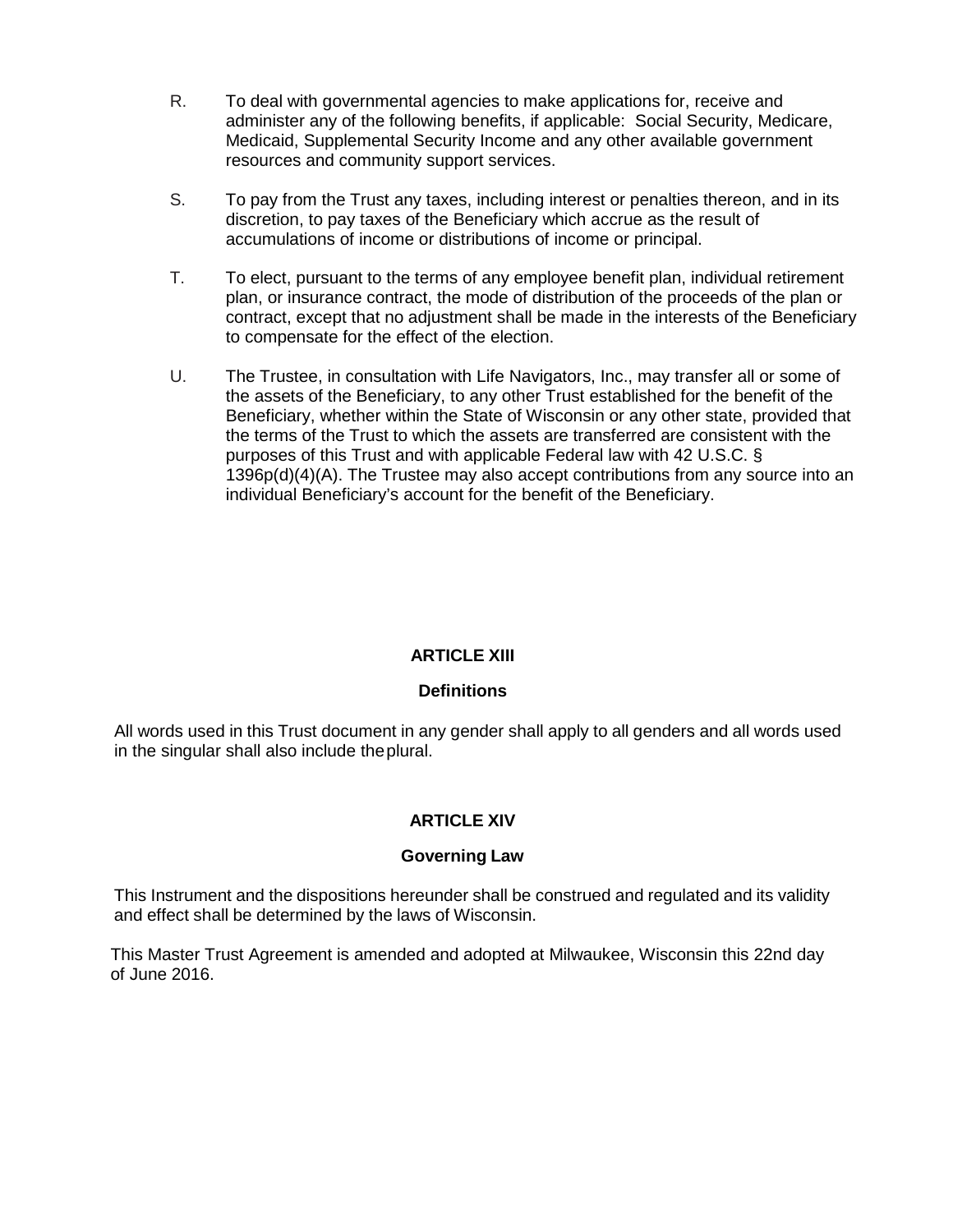R. To deal with governmental agencies to make applications for, receive and administer any of the following benefits, if applicable: Social Security, Medicare, Medicaid, Supplemental Security Income and any other available government resources and community support services.

S. To pay from the Trust any taxes, including interest or penalties thereon, and in its discretion, to pay taxes of the Beneficiary which accrue as the result of accumulations of income or distributions of income or principal.

T. To elect, pursuant to the terms of any employee benefit plan, individual retirement plan, or insurance contract, the mode of distribution of the proceeds of the plan or contract, except that no adjustment shall be made in the interests of the Beneficiary to compensate for the effect of the election.

U. The Trustee, in consultation with Life Navigators, Inc., may transfer all or some of the assets of the Beneficiary, to any other Trust established for the benefit of the Beneficiary, whether within the State of Wisconsin or any other state, provided that the terms of the Trust to which the assets are transferred are consistent with the purposes of this Trust and with applicable Federal law with 42 U.S.C. § 1396p(d)(4)(A). The Trustee may also accept contributions from any source into an individual Beneficiary's account for the benefit of the Beneficiary.

## ARTICLE XIII

### Definitions

All words used in this Trust document in any gender shall apply to all genders and all words used in the singular shall also include the plural.

## ARTICLE XIV

### Governing Law

This Instrument and the dispositions hereunder shall be construed and regulated and its validity and effect shall be determined by the laws of Wisconsin.

This Master Trust Agreement is amended and adopted at Milwaukee, Wisconsin this 22nd day of June 2016.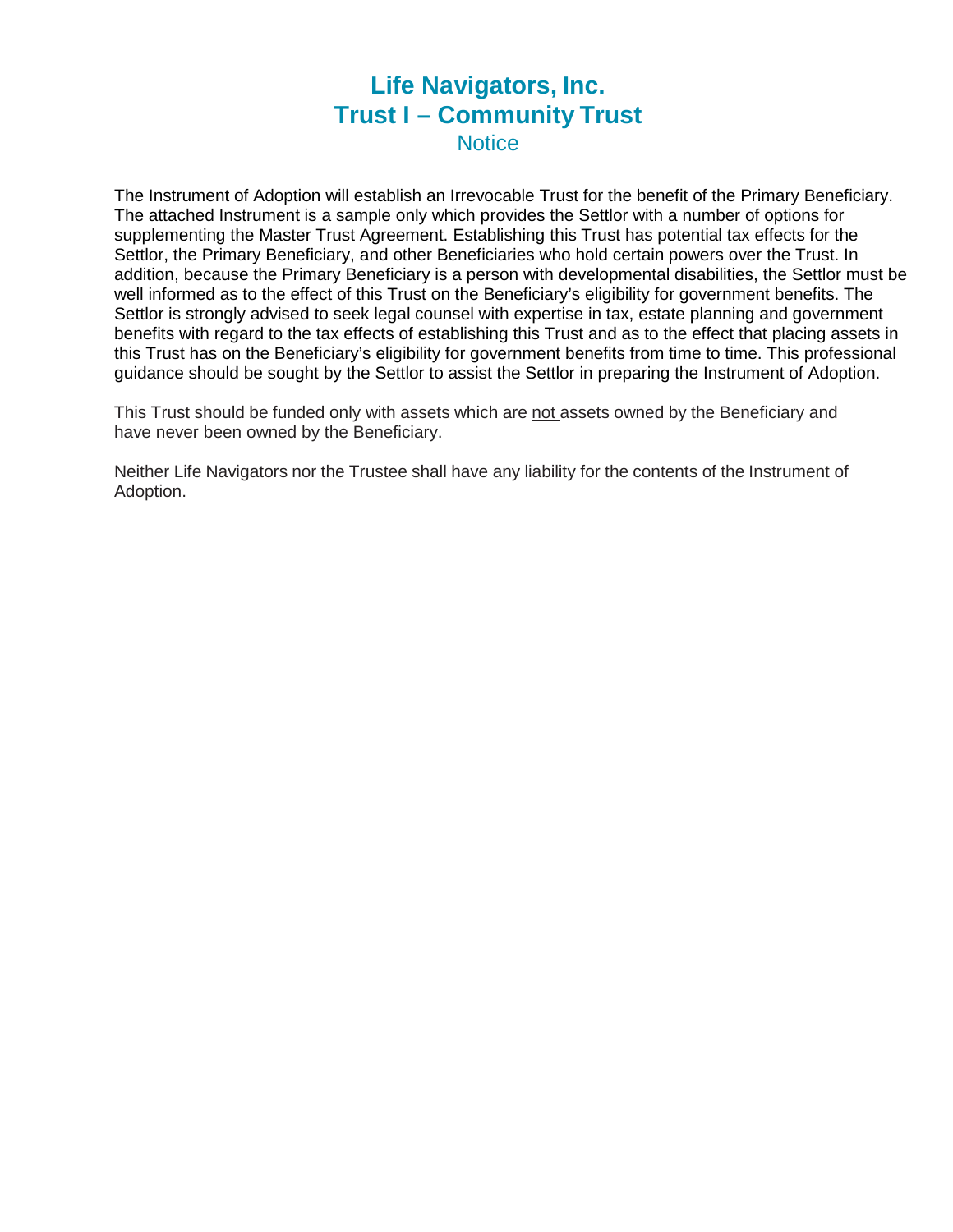# Life Navigators, Inc.
# Trust I – Community Trust
## Notice

The Instrument of Adoption will establish an Irrevocable Trust for the benefit of the Primary Beneficiary. The attached Instrument is a sample only which provides the Settlor with a number of options for supplementing the Master Trust Agreement. Establishing this Trust has potential tax effects for the Settlor, the Primary Beneficiary, and other Beneficiaries who hold certain powers over the Trust. In addition, because the Primary Beneficiary is a person with developmental disabilities, the Settlor must be well informed as to the effect of this Trust on the Beneficiary's eligibility for government benefits. The Settlor is strongly advised to seek legal counsel with expertise in tax, estate planning and government benefits with regard to the tax effects of establishing this Trust and as to the effect that placing assets in this Trust has on the Beneficiary's eligibility for government benefits from time to time. This professional guidance should be sought by the Settlor to assist the Settlor in preparing the Instrument of Adoption.

This Trust should be funded only with assets which are <u>not</u> assets owned by the Beneficiary and have never been owned by the Beneficiary.

Neither Life Navigators nor the Trustee shall have any liability for the contents of the Instrument of Adoption.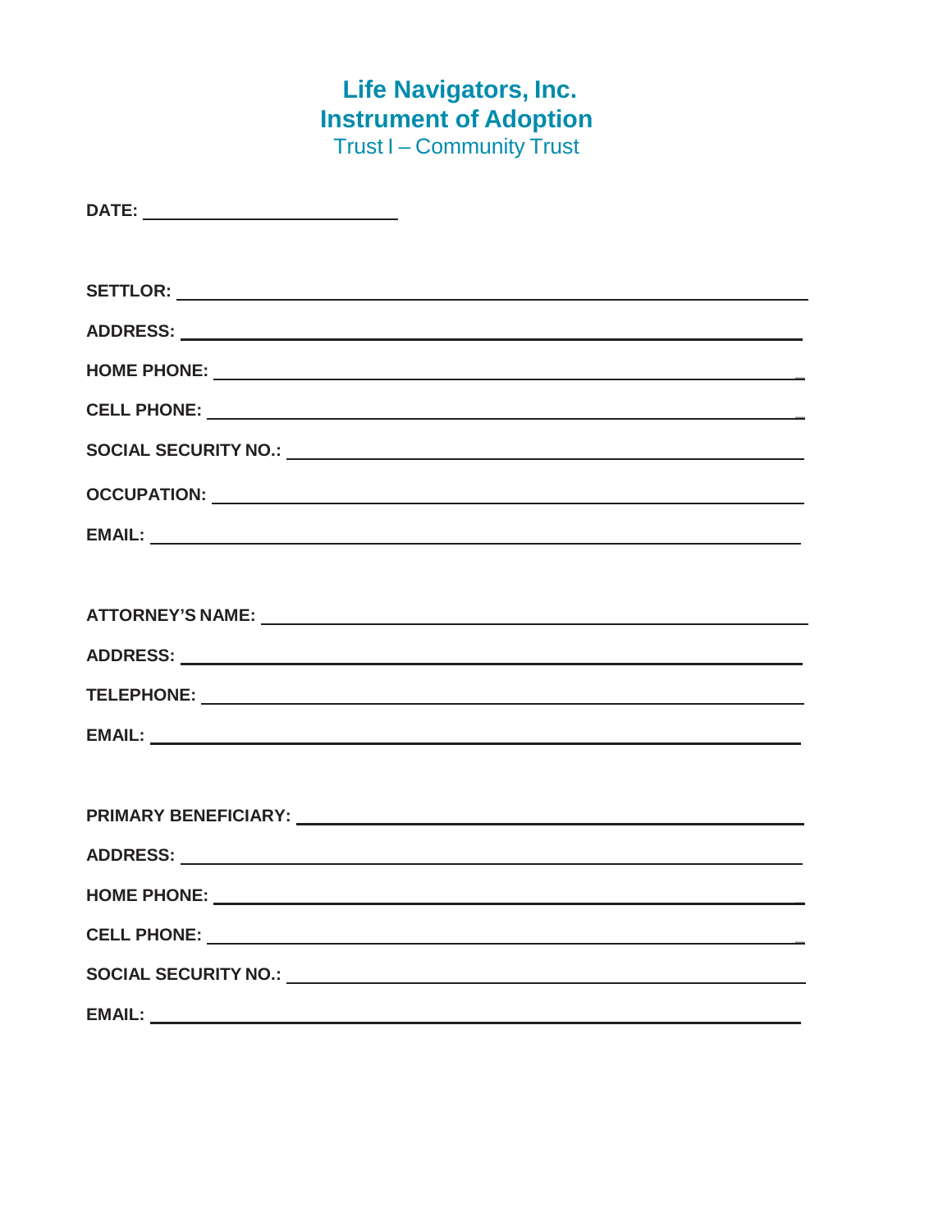# Life Navigators, Inc.
# Instrument of Adoption
## Trust I – Community Trust

**DATE:** ____________________________

**SETTLOR:** ____________________________

**ADDRESS:** ____________________________

**HOME PHONE:** ____________________________

**CELL PHONE:** ____________________________

**SOCIAL SECURITY NO.:** ____________________________

**OCCUPATION:** ____________________________

**EMAIL:** ____________________________

**ATTORNEY'S NAME:** ____________________________

**ADDRESS:** ____________________________

**TELEPHONE:** ____________________________

**EMAIL:** ____________________________

**PRIMARY BENEFICIARY:** ____________________________

**ADDRESS:** ____________________________

**HOME PHONE:** ____________________________

**CELL PHONE:** ____________________________

**SOCIAL SECURITY NO.:** ____________________________

**EMAIL:** ____________________________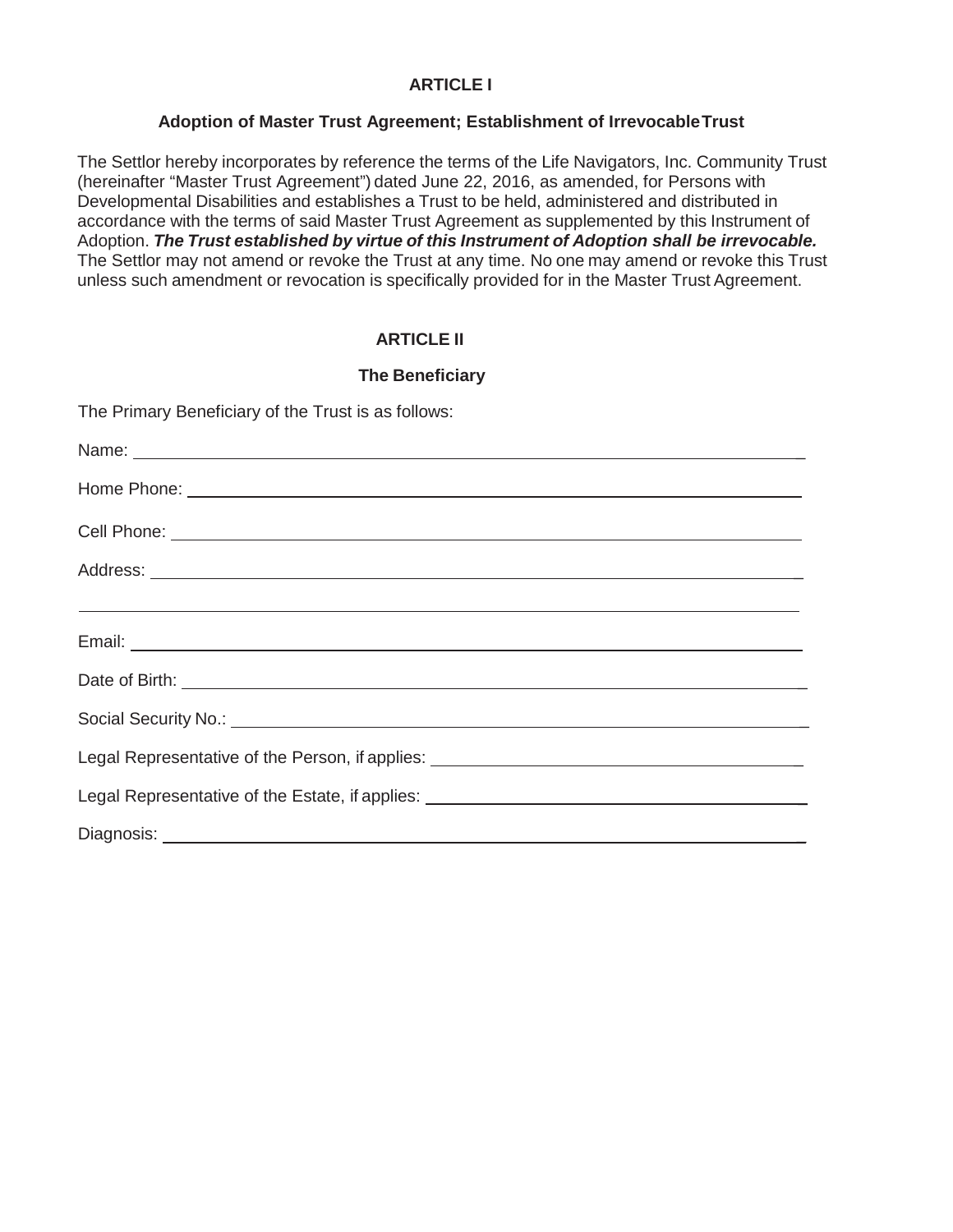## ARTICLE I

### Adoption of Master Trust Agreement; Establishment of Irrevocable Trust

The Settlor hereby incorporates by reference the terms of the Life Navigators, Inc. Community Trust (hereinafter "Master Trust Agreement") dated June 22, 2016, as amended, for Persons with Developmental Disabilities and establishes a Trust to be held, administered and distributed in accordance with the terms of said Master Trust Agreement as supplemented by this Instrument of Adoption. ***The Trust established by virtue of this Instrument of Adoption shall be irrevocable.*** The Settlor may not amend or revoke the Trust at any time. No one may amend or revoke this Trust unless such amendment or revocation is specifically provided for in the Master Trust Agreement.

## ARTICLE II

### The Beneficiary

The Primary Beneficiary of the Trust is as follows:

Name: ______________________________________________________________

Home Phone: ________________________________________________________

Cell Phone: _________________________________________________________

Address: ___________________________________________________________

____________________________________________________________________

Email: _____________________________________________________________

Date of Birth: _______________________________________________________

Social Security No.: __________________________________________________

Legal Representative of the Person, if applies: ____________________________

Legal Representative of the Estate, if applies: ____________________________

Diagnosis: __________________________________________________________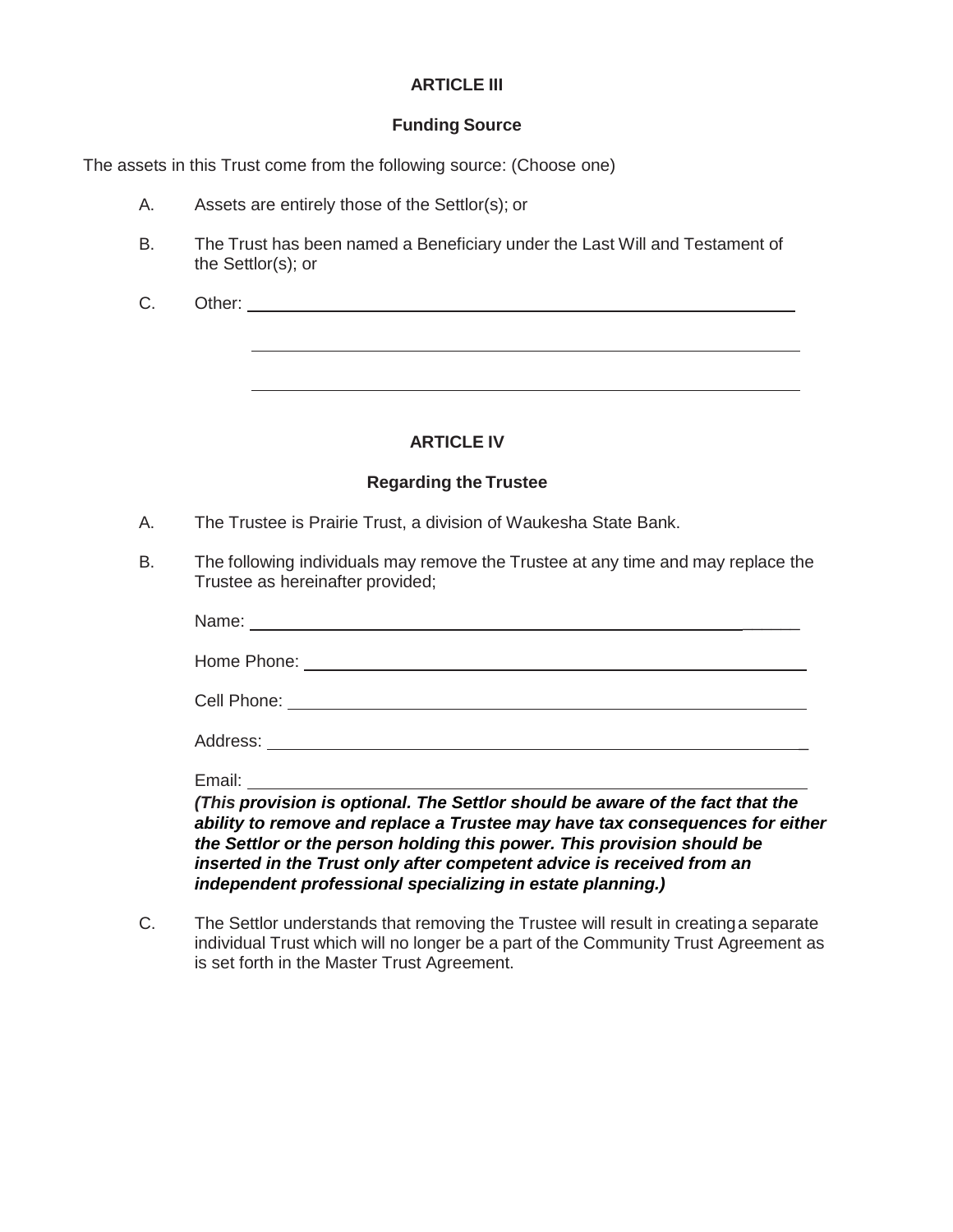## ARTICLE III

### Funding Source

The assets in this Trust come from the following source: (Choose one)

A. Assets are entirely those of the Settlor(s); or

B. The Trust has been named a Beneficiary under the Last Will and Testament of the Settlor(s); or

C. Other: ______________________________________________

______________________________________________

______________________________________________

## ARTICLE IV

### Regarding the Trustee

A. The Trustee is Prairie Trust, a division of Waukesha State Bank.

B. The following individuals may remove the Trustee at any time and may replace the Trustee as hereinafter provided;

Name: ______________________________________________

Home Phone: ______________________________________________

Cell Phone: ______________________________________________

Address: ______________________________________________

Email: ______________________________________________

***(This provision is optional. The Settlor should be aware of the fact that the ability to remove and replace a Trustee may have tax consequences for either the Settlor or the person holding this power. This provision should be inserted in the Trust only after competent advice is received from an independent professional specializing in estate planning.)***

C. The Settlor understands that removing the Trustee will result in creating a separate individual Trust which will no longer be a part of the Community Trust Agreement as is set forth in the Master Trust Agreement.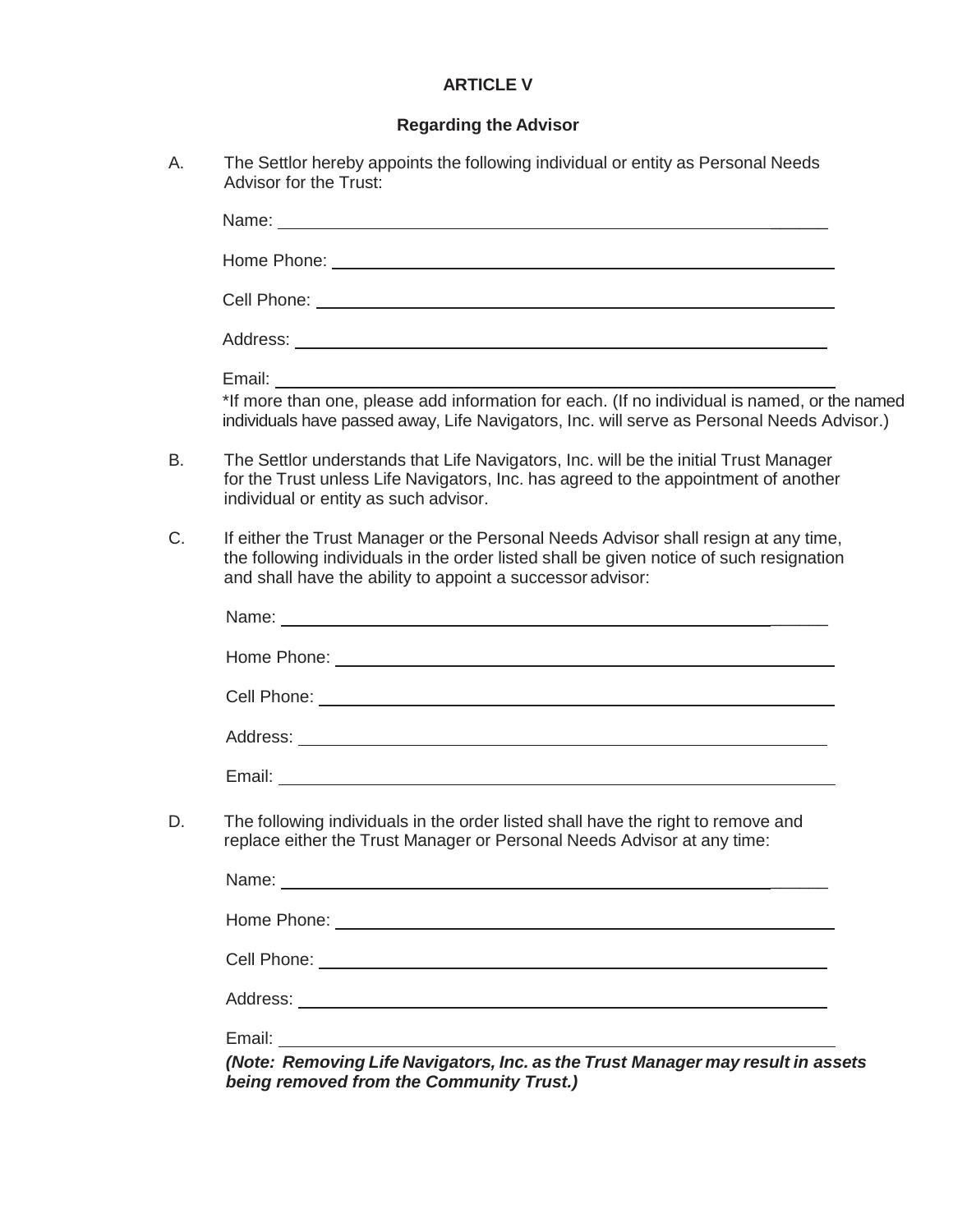**ARTICLE V**

**Regarding the Advisor**

A. The Settlor hereby appoints the following individual or entity as Personal Needs Advisor for the Trust:

Name: ______________________________________________

Home Phone: ______________________________________________

Cell Phone: ______________________________________________

Address: ______________________________________________

Email: ______________________________________________

*If more than one, please add information for each. (If no individual is named, or the named individuals have passed away, Life Navigators, Inc. will serve as Personal Needs Advisor.)

B. The Settlor understands that Life Navigators, Inc. will be the initial Trust Manager for the Trust unless Life Navigators, Inc. has agreed to the appointment of another individual or entity as such advisor.

C. If either the Trust Manager or the Personal Needs Advisor shall resign at any time, the following individuals in the order listed shall be given notice of such resignation and shall have the ability to appoint a successor advisor:

Name: ______________________________________________

Home Phone: ______________________________________________

Cell Phone: ______________________________________________

Address: ______________________________________________

Email: ______________________________________________

D. The following individuals in the order listed shall have the right to remove and replace either the Trust Manager or Personal Needs Advisor at any time:

Name: ______________________________________________

Home Phone: ______________________________________________

Cell Phone: ______________________________________________

Address: ______________________________________________

Email: ______________________________________________

***(Note: Removing Life Navigators, Inc. as the Trust Manager may result in assets being removed from the Community Trust.)***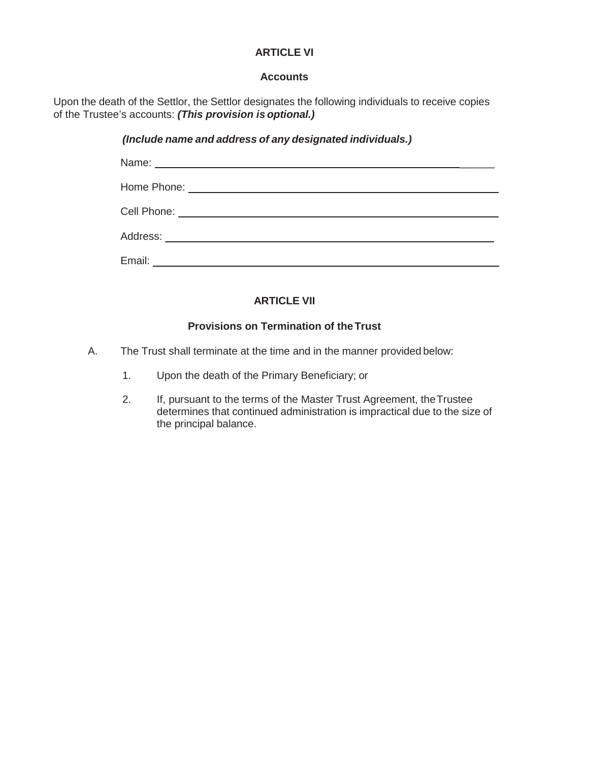## ARTICLE VI

### Accounts

Upon the death of the Settlor, the Settlor designates the following individuals to receive copies of the Trustee's accounts: ***(This provision is optional.)***

***(Include name and address of any designated individuals.)***

Name: ______________________________________________________________

Home Phone: ________________________________________________________

Cell Phone: _________________________________________________________

Address: ____________________________________________________________

Email: ______________________________________________________________

## ARTICLE VII

### Provisions on Termination of the Trust

A. The Trust shall terminate at the time and in the manner provided below:

1. Upon the death of the Primary Beneficiary; or

2. If, pursuant to the terms of the Master Trust Agreement, the Trustee determines that continued administration is impractical due to the size of the principal balance.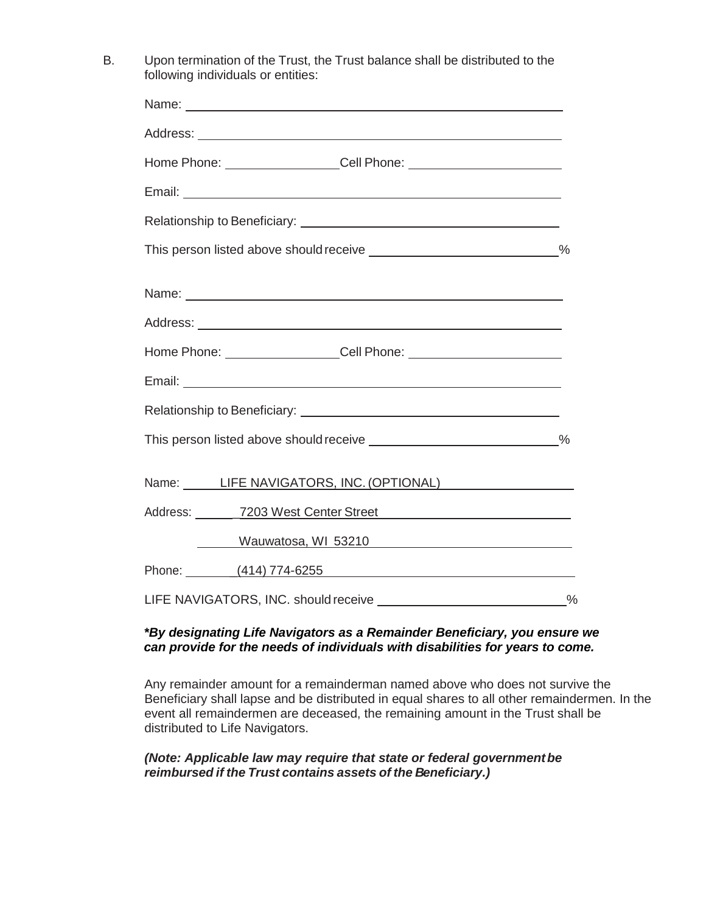B. Upon termination of the Trust, the Trust balance shall be distributed to the following individuals or entities:

Name: ____________________________________________

Address: ____________________________________________

Home Phone: ________________ Cell Phone: ____________________

Email: ____________________________________________

Relationship to Beneficiary: ____________________________________

This person listed above should receive __________________________%

Name: ____________________________________________

Address: ____________________________________________

Home Phone: ________________ Cell Phone: ____________________

Email: ____________________________________________

Relationship to Beneficiary: ____________________________________

This person listed above should receive __________________________%

Name: LIFE NAVIGATORS, INC. (OPTIONAL)

Address: 7203 West Center Street
Wauwatosa, WI 53210

Phone: (414) 774-6255

LIFE NAVIGATORS, INC. should receive __________________________%

***By designating Life Navigators as a Remainder Beneficiary, you ensure we can provide for the needs of individuals with disabilities for years to come.***

Any remainder amount for a remainderman named above who does not survive the Beneficiary shall lapse and be distributed in equal shares to all other remaindermen. In the event all remaindermen are deceased, the remaining amount in the Trust shall be distributed to Life Navigators.

***(Note: Applicable law may require that state or federal government be reimbursed if the Trust contains assets of the Beneficiary.)***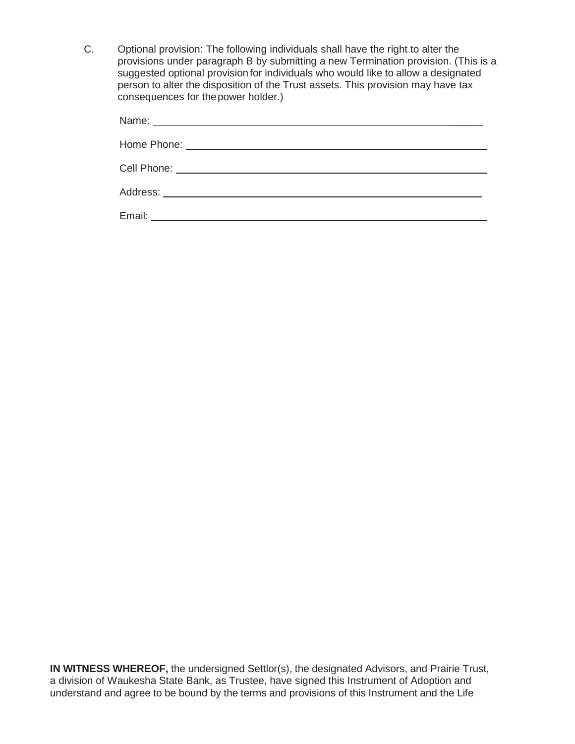C. Optional provision: The following individuals shall have the right to alter the provisions under paragraph B by submitting a new Termination provision. (This is a suggested optional provision for individuals who would like to allow a designated person to alter the disposition of the Trust assets. This provision may have tax consequences for the power holder.)

Name: ______________________________________________________________

Home Phone: ________________________________________________________

Cell Phone: _________________________________________________________

Address: ___________________________________________________________

Email: _____________________________________________________________

**IN WITNESS WHEREOF,** the undersigned Settlor(s), the designated Advisors, and Prairie Trust, a division of Waukesha State Bank, as Trustee, have signed this Instrument of Adoption and understand and agree to be bound by the terms and provisions of this Instrument and the Life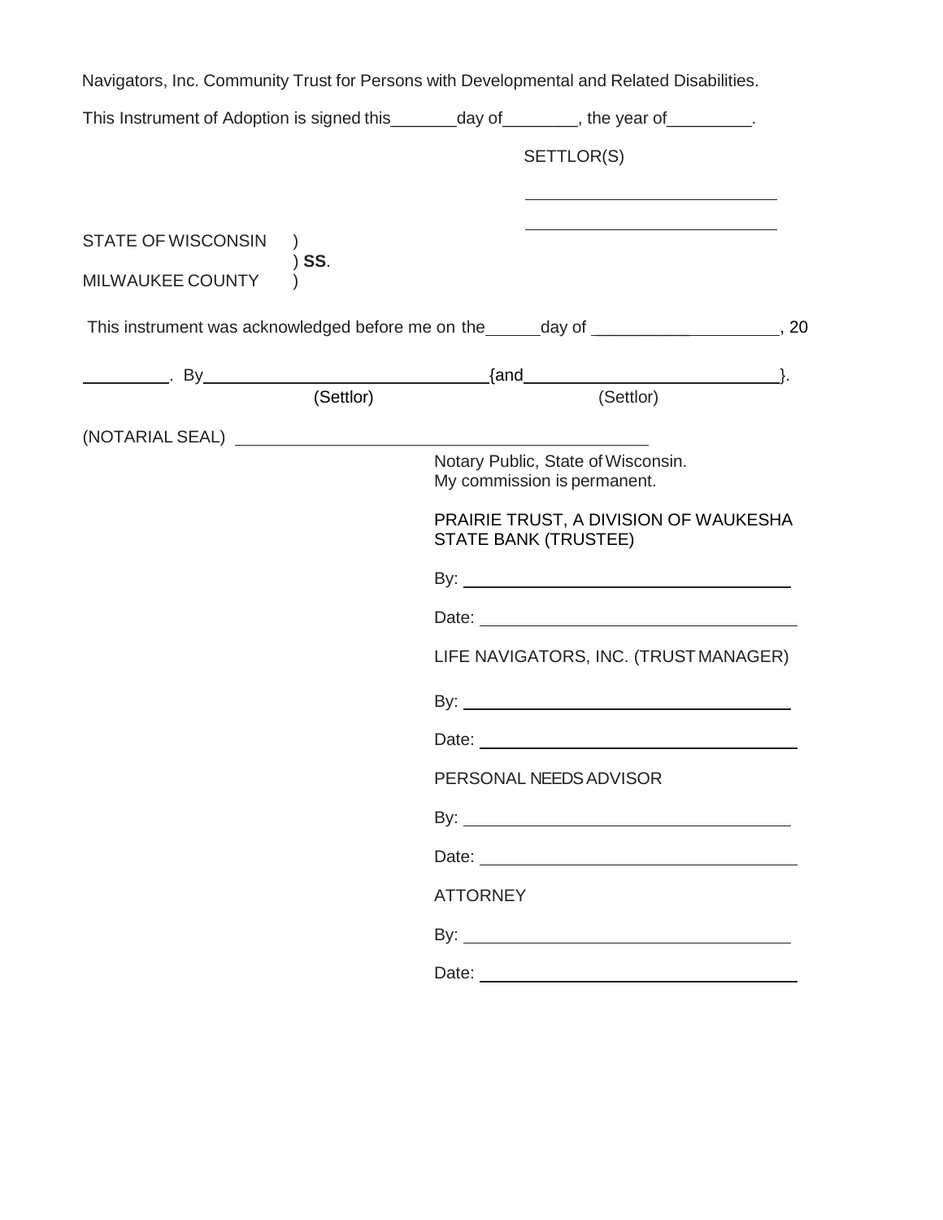Navigators, Inc. Community Trust for Persons with Developmental and Related Disabilities.

This Instrument of Adoption is signed this_______day of________, the year of_________.

SETTLOR(S)

\_\_\_\_\_\_\_\_\_\_\_\_\_\_\_\_\_\_\_\_\_\_\_\_\_\_\_\_

\_\_\_\_\_\_\_\_\_\_\_\_\_\_\_\_\_\_\_\_\_\_\_\_\_\_\_\_

STATE OF WISCONSIN )
) **SS**.
MILWAUKEE COUNTY )

This instrument was acknowledged before me on the______day of ____________________, 20

\_\_\_\_\_\_\_\_\_\_. By\_\_\_\_\_\_\_\_\_\_\_\_\_\_\_\_\_\_\_\_\_\_\_\_\_\_\_\_\_\_\_\_{and\_\_\_\_\_\_\_\_\_\_\_\_\_\_\_\_\_\_\_\_\_\_\_\_\_\_\_\_}.
(Settlor) (Settlor)

(NOTARIAL SEAL) \_\_\_\_\_\_\_\_\_\_\_\_\_\_\_\_\_\_\_\_\_\_\_\_\_\_\_\_\_\_\_\_\_\_\_\_\_\_\_\_\_\_\_\_

Notary Public, State of Wisconsin.
My commission is permanent.

PRAIRIE TRUST, A DIVISION OF WAUKESHA STATE BANK (TRUSTEE)

By: \_\_\_\_\_\_\_\_\_\_\_\_\_\_\_\_\_\_\_\_\_\_\_\_\_\_\_\_\_\_\_\_\_\_\_\_

Date: \_\_\_\_\_\_\_\_\_\_\_\_\_\_\_\_\_\_\_\_\_\_\_\_\_\_\_\_\_\_\_\_\_\_\_

LIFE NAVIGATORS, INC. (TRUST MANAGER)

By: \_\_\_\_\_\_\_\_\_\_\_\_\_\_\_\_\_\_\_\_\_\_\_\_\_\_\_\_\_\_\_\_\_\_\_\_

Date: \_\_\_\_\_\_\_\_\_\_\_\_\_\_\_\_\_\_\_\_\_\_\_\_\_\_\_\_\_\_\_\_\_\_\_

PERSONAL NEEDS ADVISOR

By: \_\_\_\_\_\_\_\_\_\_\_\_\_\_\_\_\_\_\_\_\_\_\_\_\_\_\_\_\_\_\_\_\_\_\_\_

Date: \_\_\_\_\_\_\_\_\_\_\_\_\_\_\_\_\_\_\_\_\_\_\_\_\_\_\_\_\_\_\_\_\_\_\_

ATTORNEY

By: \_\_\_\_\_\_\_\_\_\_\_\_\_\_\_\_\_\_\_\_\_\_\_\_\_\_\_\_\_\_\_\_\_\_\_\_

Date: \_\_\_\_\_\_\_\_\_\_\_\_\_\_\_\_\_\_\_\_\_\_\_\_\_\_\_\_\_\_\_\_\_\_\_